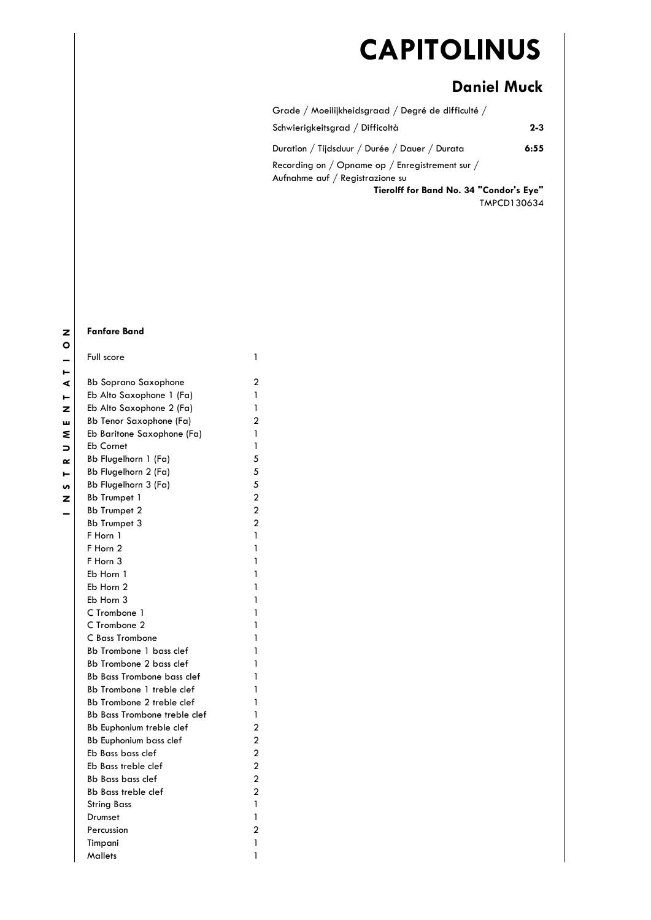# CAPITOLINUS

## Daniel Muck

| | |
|---|---|
| Grade / Moeilijkheidsgraad / Degré de difficulté / Schwierigkeitsgrad / Difficoltà | **2-3** |
| Duration / Tijdsduur / Durée / Dauer / Durata | **6:55** |

Recording on / Opname op / Enregistrement sur / Aufnahme auf / Registrazione su
**Tierolff for Band No. 34 "Condor's Eye"**
TMPCD130634

**INSTRUMENTATION**

**Fanfare Band**

| | |
|---|---|
| Full score | 1 |
| Bb Soprano Saxophone | 2 |
| Eb Alto Saxophone 1 (Fa) | 1 |
| Eb Alto Saxophone 2 (Fa) | 1 |
| Bb Tenor Saxophone (Fa) | 2 |
| Eb Baritone Saxophone (Fa) | 1 |
| Eb Cornet | 1 |
| Bb Flugelhorn 1 (Fa) | 5 |
| Bb Flugelhorn 2 (Fa) | 5 |
| Bb Flugelhorn 3 (Fa) | 5 |
| Bb Trumpet 1 | 2 |
| Bb Trumpet 2 | 2 |
| Bb Trumpet 3 | 2 |
| F Horn 1 | 1 |
| F Horn 2 | 1 |
| F Horn 3 | 1 |
| Eb Horn 1 | 1 |
| Eb Horn 2 | 1 |
| Eb Horn 3 | 1 |
| C Trombone 1 | 1 |
| C Trombone 2 | 1 |
| C Bass Trombone | 1 |
| Bb Trombone 1 bass clef | 1 |
| Bb Trombone 2 bass clef | 1 |
| Bb Bass Trombone bass clef | 1 |
| Bb Trombone 1 treble clef | 1 |
| Bb Trombone 2 treble clef | 1 |
| Bb Bass Trombone treble clef | 1 |
| Bb Euphonium treble clef | 2 |
| Bb Euphonium bass clef | 2 |
| Eb Bass bass clef | 2 |
| Eb Bass treble clef | 2 |
| Bb Bass bass clef | 2 |
| Bb Bass treble clef | 2 |
| String Bass | 1 |
| Drumset | 1 |
| Percussion | 2 |
| Timpani | 1 |
| Mallets | 1 |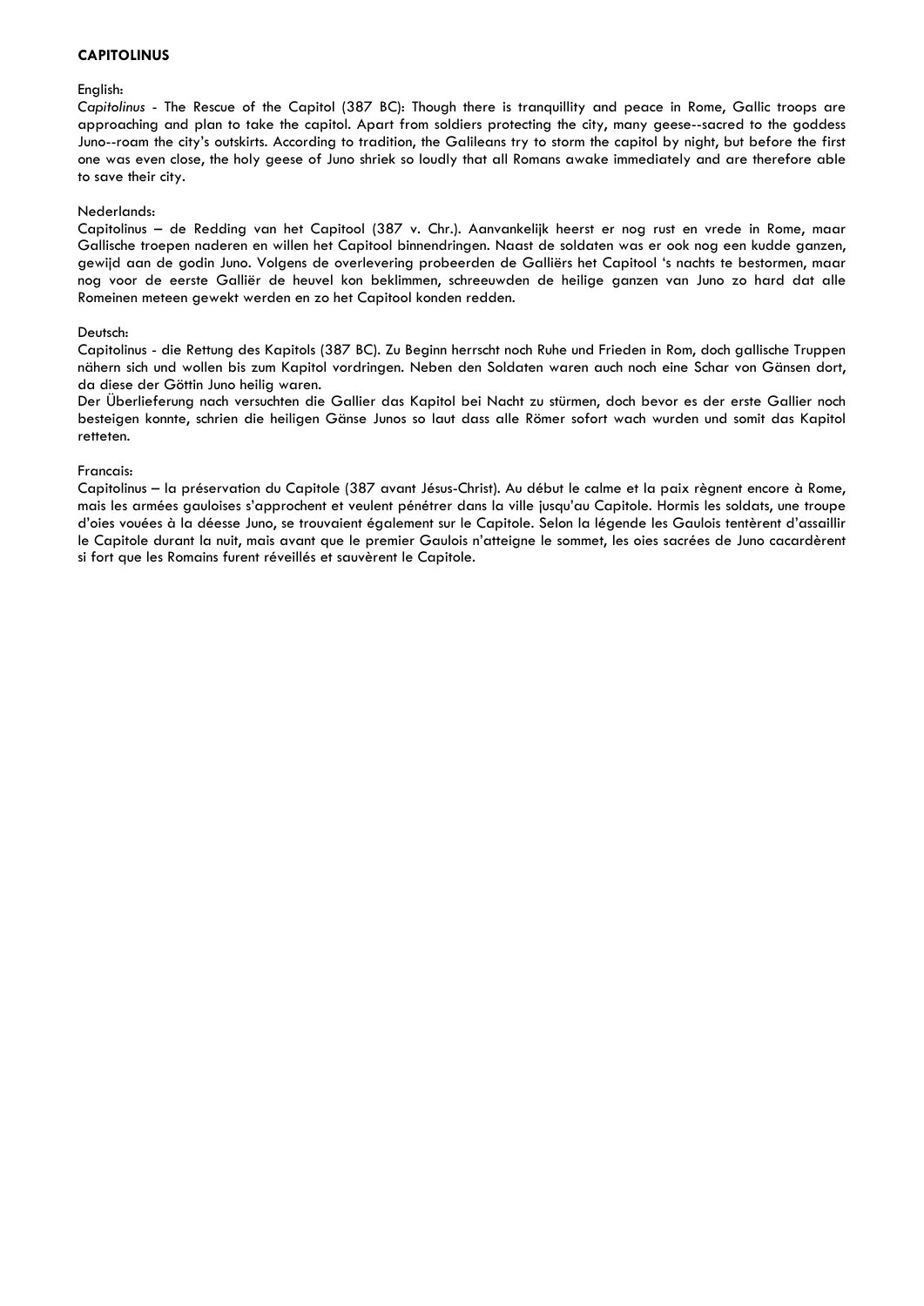**CAPITOLINUS**

English:

*Capitolinus* - The Rescue of the Capitol (387 BC): Though there is tranquillity and peace in Rome, Gallic troops are approaching and plan to take the capitol. Apart from soldiers protecting the city, many geese--sacred to the goddess Juno--roam the city's outskirts. According to tradition, the Galileans try to storm the capitol by night, but before the first one was even close, the holy geese of Juno shriek so loudly that all Romans awake immediately and are therefore able to save their city.

Nederlands:

Capitolinus – de Redding van het Capitool (387 v. Chr.). Aanvankelijk heerst er nog rust en vrede in Rome, maar Gallische troepen naderen en willen het Capitool binnendringen. Naast de soldaten was er ook nog een kudde ganzen, gewijd aan de godin Juno. Volgens de overlevering probeerden de Galliërs het Capitool 's nachts te bestormen, maar nog voor de eerste Galliër de heuvel kon beklimmen, schreeuwden de heilige ganzen van Juno zo hard dat alle Romeinen meteen gewekt werden en zo het Capitool konden redden.

Deutsch:

Capitolinus - die Rettung des Kapitols (387 BC). Zu Beginn herrscht noch Ruhe und Frieden in Rom, doch gallische Truppen nähern sich und wollen bis zum Kapitol vordringen. Neben den Soldaten waren auch noch eine Schar von Gänsen dort, da diese der Göttin Juno heilig waren.

Der Überlieferung nach versuchten die Gallier das Kapitol bei Nacht zu stürmen, doch bevor es der erste Gallier noch besteigen konnte, schrien die heiligen Gänse Junos so laut dass alle Römer sofort wach wurden und somit das Kapitol retteten.

Francais:

Capitolinus – la préservation du Capitole (387 avant Jésus-Christ). Au début le calme et la paix règnent encore à Rome, mais les armées gauloises s'approchent et veulent pénétrer dans la ville jusqu'au Capitole. Hormis les soldats, une troupe d'oies vouées à la déesse Juno, se trouvaient également sur le Capitole. Selon la légende les Gaulois tentèrent d'assaillir le Capitole durant la nuit, mais avant que le premier Gaulois n'atteigne le sommet, les oies sacrées de Juno cacardèrent si fort que les Romains furent réveillés et sauvèrent le Capitole.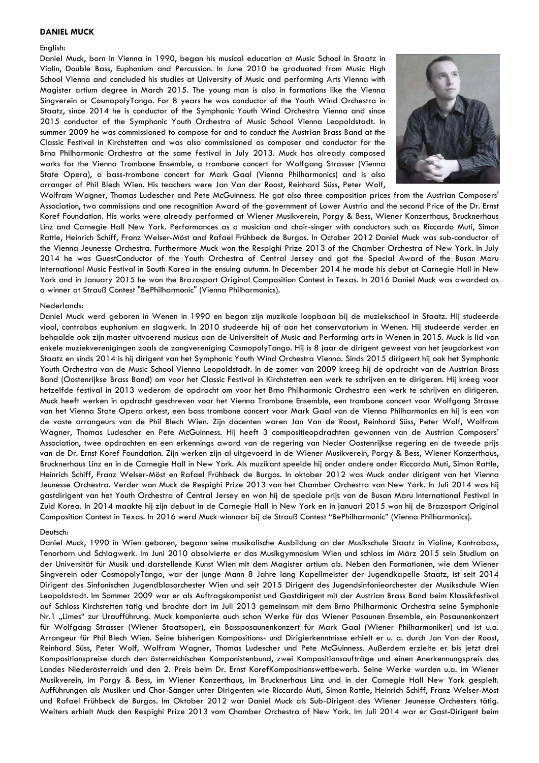**DANIEL MUCK**

English:

Daniel Muck, born in Vienna in 1990, began his musical education at Music School in Staatz in Violin, Double Bass, Euphonium and Percussion. In June 2010 he graduated from Music High School Vienna and concluded his studies at University of Music and performing Arts Vienna with Magister artium degree in March 2015. The young man is also in formations like the Vienna Singverein or CosmopolyTango. For 8 years he was conductor of the Youth Wind Orchestra in Staatz, since 2014 he is conductor of the Symphonic Youth Wind Orchestra Vienna and since 2015 conductor of the Symphonic Youth Orchestra of Music School Vienna Leopoldstadt. In summer 2009 he was commissioned to compose for and to conduct the Austrian Brass Band at the Classic Festival in Kirchstetten and was also commissioned as composer and conductor for the Brno Philharmonic Orchestra at the same festival in July 2013. Muck has already composed works for the Vienna Trombone Ensemble, a trombone concert for Wolfgang Strasser (Vienna State Opera), a bass-trombone concert for Mark Gaal (Vienna Philharmonics) and is also arranger of Phil Blech Wien. His teachers were Jan Van der Roost, Reinhard Süss, Peter Wolf, Wolfram Wagner, Thomas Ludescher and Pete McGuinness. He got also three composition prices from the Austrian Composers' Association, two commissions and one recognition Award of the government of Lower Austria and the second Price of the Dr. Ernst Koref Foundation. His works were already performed at Wiener Musikverein, Porgy & Bess, Wiener Konzerthaus, Brucknerhaus Linz and Carnegie Hall New York. Performances as a musician and choir-singer with conductors such as Riccardo Muti, Simon Rattle, Heinrich Schiff, Franz Welser-Möst and Rafael Frühbeck de Burgos. In October 2012 Daniel Muck was sub-conductor of the Vienna Jeunesse Orchestra. Furthermore Muck won the Respighi Prize 2013 of the Chamber Orchestra of New York. In July 2014 he was GuestConductor of the Youth Orchestra of Central Jersey and got the Special Award of the Busan Maru International Music Festival in South Korea in the ensuing autumn. In December 2014 he made his debut at Carnegie Hall in New York and in January 2015 he won the Brazosport Original Composition Contest in Texas. In 2016 Daniel Muck was awarded as a winner at Strauß Contest "BePhilharmonic" (Vienna Philharmonics).

Nederlands:

Daniel Muck werd geboren in Wenen in 1990 en begon zijn muzikale loopbaan bij de muziekschool in Staatz. Hij studeerde viool, contrabas euphonium en slagwerk. In 2010 studeerde hij af aan het conservatorium in Wenen. Hij studeerde verder en behaalde ook zijn master uitvoerend musicus aan de Universiteit of Music and Performing arts in Wenen in 2015. Muck is lid van enkele muziekverenigingen zoals de zangvereniging CosmopolyTango. Hij is 8 jaar de dirigent geweest van het jeugdorkest van Staatz en sinds 2014 is hij dirigent van het Symphonic Youth Wind Orchestra Vienna. Sinds 2015 dirigeert hij ook het Symphonic Youth Orchestra van de Music School Vienna Leopoldstadt. In de zomer van 2009 kreeg hij de opdracht van de Austrian Brass Band (Oostenrijkse Brass Band) om voor het Classic Festival in Kirchstetten een werk te schrijven en te dirigeren. Hij kreeg voor hetzelfde festival in 2013 wederom de opdracht om voor het Brno Philharmonic Orchestra een werk te schrijven en dirigeren. Muck heeft werken in opdracht geschreven voor het Vienna Trombone Ensemble, een trombone concert voor Wolfgang Strasse van het Vienna State Opera orkest, een bass trombone concert voor Mark Gaal van de Vienna Philharmonics en hij is een van de vaste arrangeurs van de Phil Blech Wien. Zijn docenten waren Jan Van de Roost, Reinhard Süss, Peter Wolf, Wolfram Wagner, Thomas Ludescher en Pete McGuinness. Hij heeft 3 compositieopdrachten gewonnen van de Austrian Composers' Association, twee opdrachten en een erkennings award van de regering van Neder Oostenrijkse regering en de tweede prijs van de Dr. Ernst Koref Foundation. Zijn werken zijn al uitgevoerd in de Wiener Musikverein, Porgy & Bess, Wiener Konzerthaus, Brucknerhaus Linz en in de Carnegie Hall in New York. Als muzikant speelde hij onder andere onder Riccardo Muti, Simon Rattle, Heinrich Schiff, Franz Welser-Möst en Rafael Frühbeck de Burgos. In oktober 2012 was Muck onder dirigent van het Vienna Jeunesse Orchestra. Verder won Muck de Respighi Prize 2013 van het Chamber Orchestra van New York. In Juli 2014 was hij gastdirigent van het Youth Orchestra of Central Jersey en won hij de speciale prijs van de Busan Maru International Festival in Zuid Korea. In 2014 maakte hij zijn debuut in de Carnegie Hall in New York en in januari 2015 won hij de Brazosport Original Composition Contest in Texas. In 2016 werd Muck winnaar bij de Strauß Contest "BePhilharmonic" (Vienna Philharmonics).

Deutsch:

Daniel Muck, 1990 in Wien geboren, begann seine musikalische Ausbildung an der Musikschule Staatz in Violine, Kontrabass, Tenorhorn und Schlagwerk. Im Juni 2010 absolvierte er das Musikgymnasium Wien und schloss im März 2015 sein Studium an der Universität für Musik und darstellende Kunst Wien mit dem Magister artium ab. Neben den Formationen, wie dem Wiener Singverein oder CosmopolyTango, war der junge Mann 8 Jahre lang Kapellmeister der Jugendkapelle Staatz, ist seit 2014 Dirigent des Sinfonischen Jugendblasorchester Wien und seit 2015 Dirigent des Jugendsinfonieorchester der Musikschule Wien Leopoldstadt. Im Sommer 2009 war er als Auftragskomponist und Gastdirigent mit der Austrian Brass Band beim Klassikfestival auf Schloss Kirchstetten tätig und brachte dort im Juli 2013 gemeinsam mit dem Brno Philharmonic Orchestra seine Symphonie Nr.1 „Limes" zur Uraufführung. Muck komponierte auch schon Werke für das Wiener Posaunen Ensemble, ein Posaunenkonzert für Wolfgang Strasser (Wiener Staatsoper), ein Bassposaunenkonzert für Mark Gaal (Wiener Philharmoniker) und ist u.a. Arrangeur für Phil Blech Wien. Seine bisherigen Kompositions- und Dirigierkenntnisse erhielt er u. a. durch Jan Van der Roost, Reinhard Süss, Peter Wolf, Wolfram Wagner, Thomas Ludescher und Pete McGuinness. Außerdem erzielte er bis jetzt drei Kompositionspreise durch den österreichischen Komponistenbund, zwei Kompositionsaufträge und einen Anerkennungspreis des Landes Niederösterreich und den 2. Preis beim Dr. Ernst KorefKompositionswettbewerb. Seine Werke wurden u.a. im Wiener Musikverein, im Porgy & Bess, im Wiener Konzerthaus, im Brucknerhaus Linz und in der Carnegie Hall New York gespielt. Aufführungen als Musiker und Chor-Sänger unter Dirigenten wie Riccardo Muti, Simon Rattle, Heinrich Schiff, Franz Welser-Möst und Rafael Frühbeck de Burgos. Im Oktober 2012 war Daniel Muck als Sub-Dirigent des Wiener Jeunesse Orchesters tätig. Weiters erhielt Muck den Respighi Prize 2013 vom Chamber Orchestra of New York. Im Juli 2014 war er Gast-Dirigent beim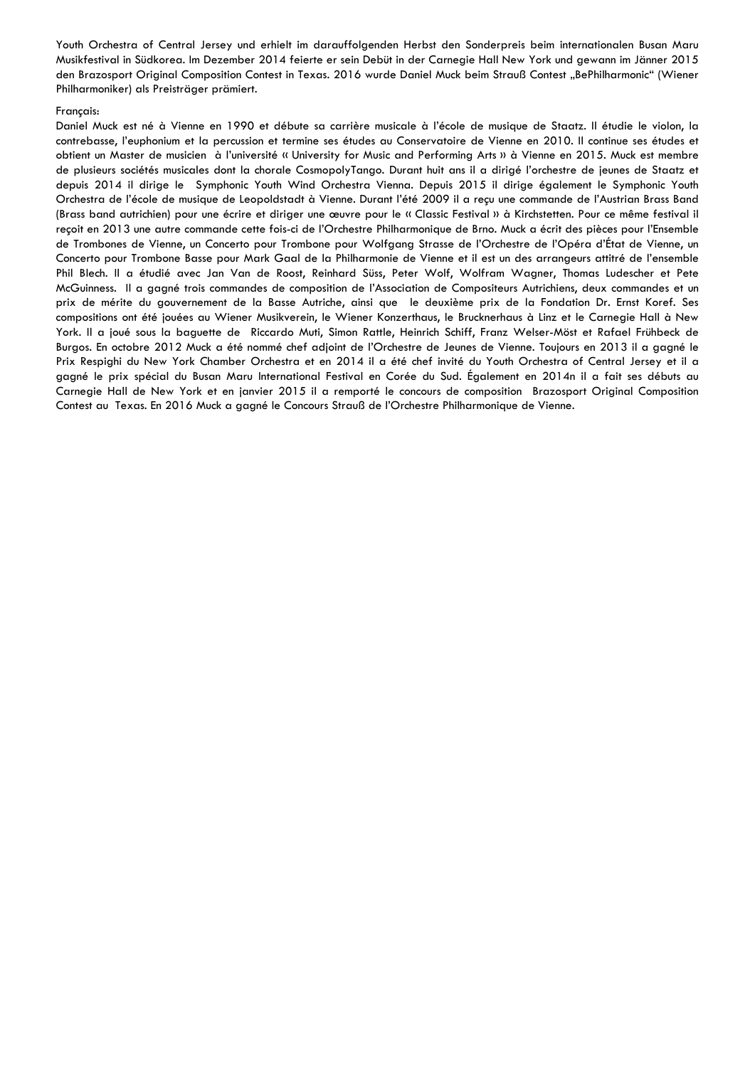Youth Orchestra of Central Jersey und erhielt im darauffolgenden Herbst den Sonderpreis beim internationalen Busan Maru Musikfestival in Südkorea. Im Dezember 2014 feierte er sein Debüt in der Carnegie Hall New York und gewann im Jänner 2015 den Brazosport Original Composition Contest in Texas. 2016 wurde Daniel Muck beim Strauß Contest „BePhilharmonic" (Wiener Philharmoniker) als Preisträger prämiert.

Français:

Daniel Muck est né à Vienne en 1990 et débute sa carrière musicale à l'école de musique de Staatz. Il étudie le violon, la contrebasse, l'euphonium et la percussion et termine ses études au Conservatoire de Vienne en 2010. Il continue ses études et obtient un Master de musicien à l'université « University for Music and Performing Arts » à Vienne en 2015. Muck est membre de plusieurs sociétés musicales dont la chorale CosmopolyTango. Durant huit ans il a dirigé l'orchestre de jeunes de Staatz et depuis 2014 il dirige le Symphonic Youth Wind Orchestra Vienna. Depuis 2015 il dirige également le Symphonic Youth Orchestra de l'école de musique de Leopoldstadt à Vienne. Durant l'été 2009 il a reçu une commande de l'Austrian Brass Band (Brass band autrichien) pour une écrire et diriger une œuvre pour le « Classic Festival » à Kirchstetten. Pour ce même festival il reçoit en 2013 une autre commande cette fois-ci de l'Orchestre Philharmonique de Brno. Muck a écrit des pièces pour l'Ensemble de Trombones de Vienne, un Concerto pour Trombone pour Wolfgang Strasse de l'Orchestre de l'Opéra d'État de Vienne, un Concerto pour Trombone Basse pour Mark Gaal de la Philharmonie de Vienne et il est un des arrangeurs attitré de l'ensemble Phil Blech. Il a étudié avec Jan Van de Roost, Reinhard Süss, Peter Wolf, Wolfram Wagner, Thomas Ludescher et Pete McGuinness. Il a gagné trois commandes de composition de l'Association de Compositeurs Autrichiens, deux commandes et un prix de mérite du gouvernement de la Basse Autriche, ainsi que le deuxième prix de la Fondation Dr. Ernst Koref. Ses compositions ont été jouées au Wiener Musikverein, le Wiener Konzerthaus, le Brucknerhaus à Linz et le Carnegie Hall à New York. Il a joué sous la baguette de Riccardo Muti, Simon Rattle, Heinrich Schiff, Franz Welser-Möst et Rafael Frühbeck de Burgos. En octobre 2012 Muck a été nommé chef adjoint de l'Orchestre de Jeunes de Vienne. Toujours en 2013 il a gagné le Prix Respighi du New York Chamber Orchestra et en 2014 il a été chef invité du Youth Orchestra of Central Jersey et il a gagné le prix spécial du Busan Maru International Festival en Corée du Sud. Également en 2014n il a fait ses débuts au Carnegie Hall de New York et en janvier 2015 il a remporté le concours de composition Brazosport Original Composition Contest au Texas. En 2016 Muck a gagné le Concours Strauß de l'Orchestre Philharmonique de Vienne.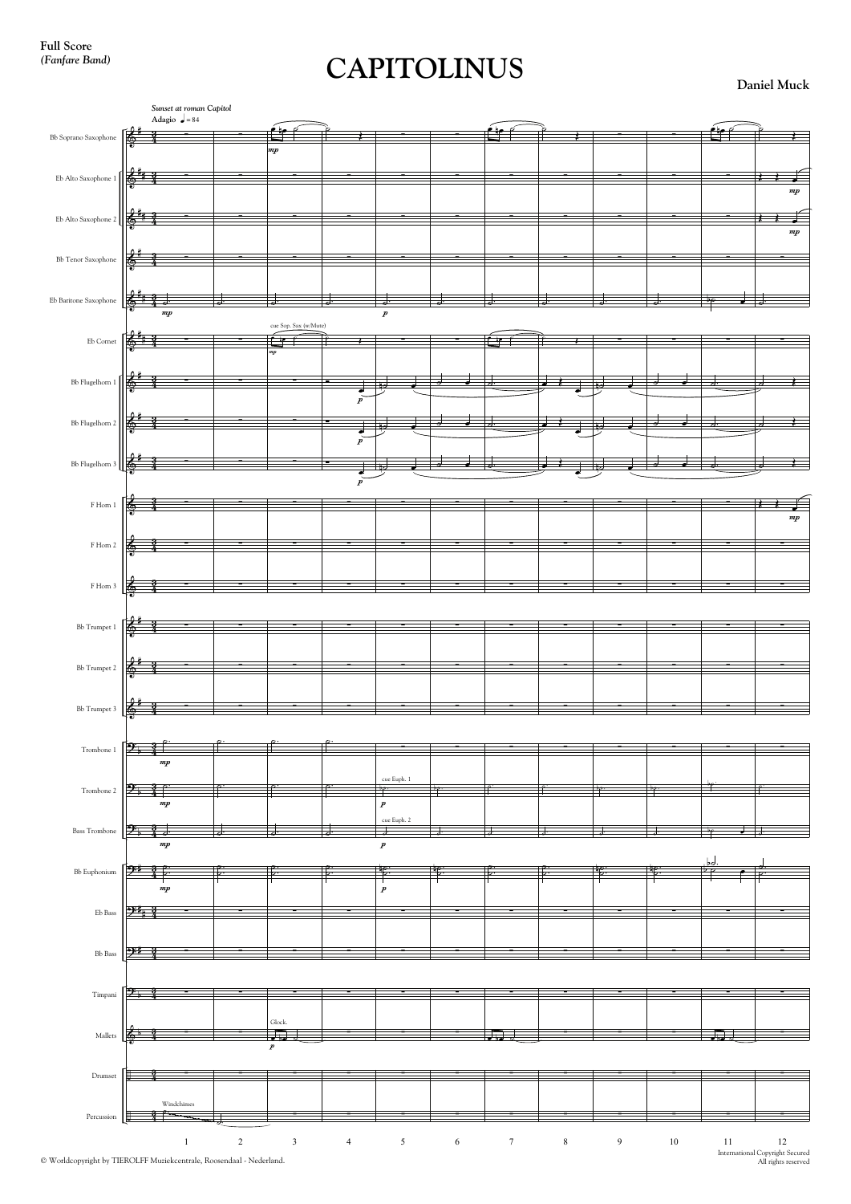**Full Score**
***(Fanfare Band)***

# CAPITOLINUS

**Daniel Muck**

*Sunset at roman Capitol*
**Adagio** ♩ = 84

Bb Soprano Saxophone
Eb Alto Saxophone 1
Eb Alto Saxophone 2
Bb Tenor Saxophone
Eb Baritone Saxophone
Eb Cornet
Bb Flugelhorn 1
Bb Flugelhorn 2
Bb Flugelhorn 3
F Horn 1
F Horn 2
F Horn 3
Bb Trumpet 1
Bb Trumpet 2
Bb Trumpet 3
Trombone 1
Trombone 2
Bass Trombone
Bb Euphonium
Eb Bass
Bb Bass
Timpani
Mallets
Drumset
Percussion

cue Sop. Sax (w/Mute)
cue Euph. 1
cue Euph. 2
Glock.
Windchimes

mp p

1 2 3 4 5 6 7 8 9 10 11 12

© Worldcopyright by TIEROLFF Muziekcentrale, Roosendaal - Nederland.

International Copyright Secured
All rights reserved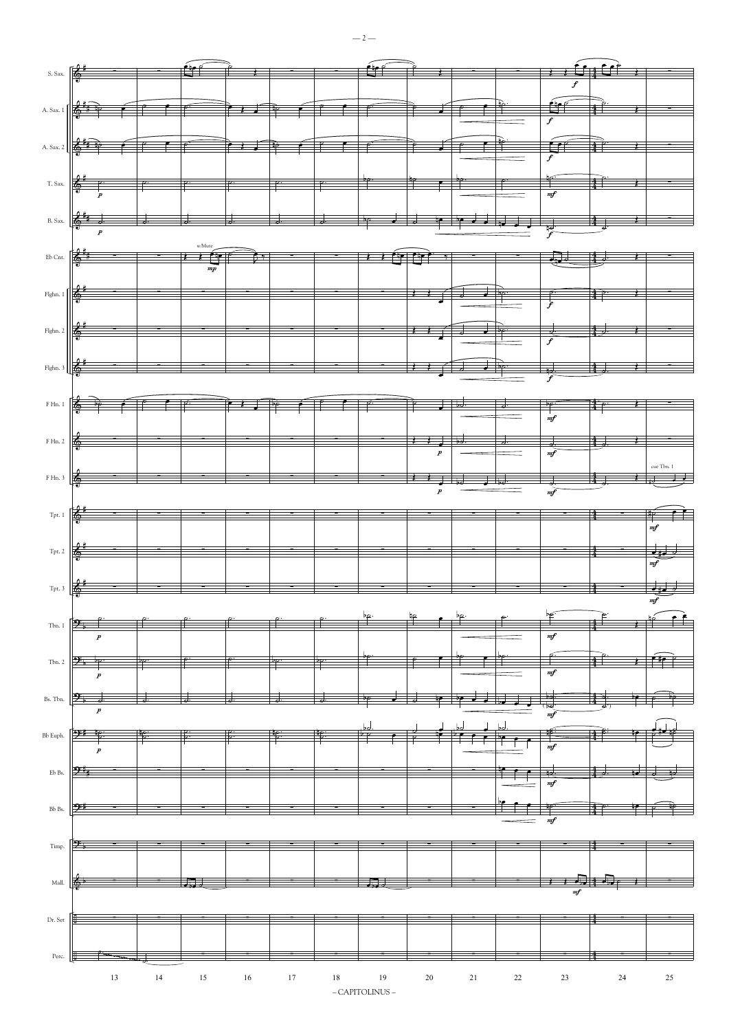S. Sax.

A. Sax. 1

A. Sax. 2

T. Sax.

B. Sax.

Eb Cnt. (w/Mute)

Flghn. 1

Flghn. 2

Flghn. 3

F Hn. 1

F Hn. 2

F Hn. 3 (cue Tbn. 1)

Tpt. 1

Tpt. 2

Tpt. 3

Tbn. 1

Tbn. 2

Bs. Tbn.

Bb Euph.

Eb Bs.

Bb Bs.

Timp.

Mall.

Dr. Set

Perc.

13 14 15 16 17 18 19 20 21 22 23 24 25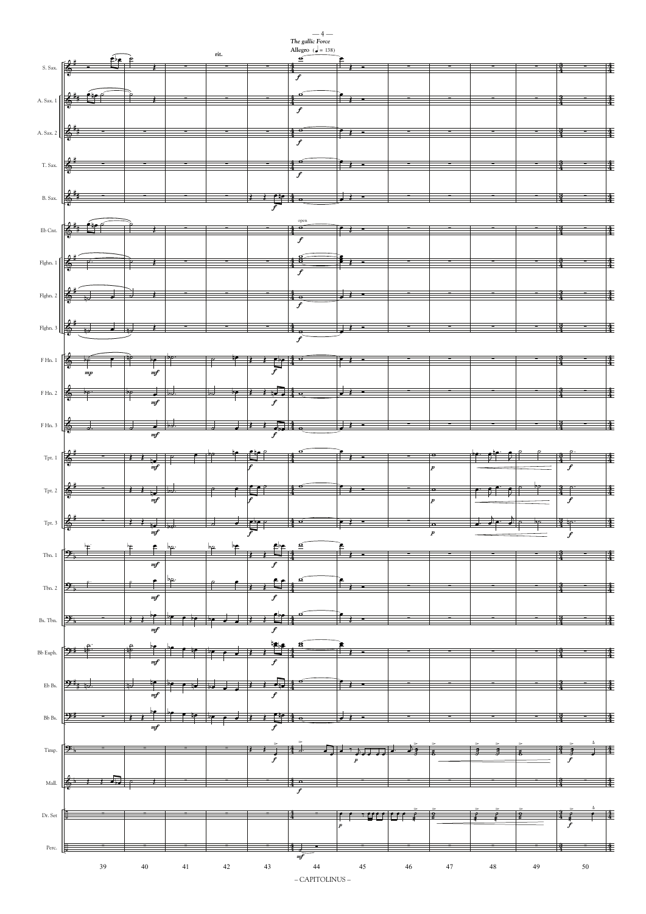*The gallic Force*

**Allegro** (♩ = 138)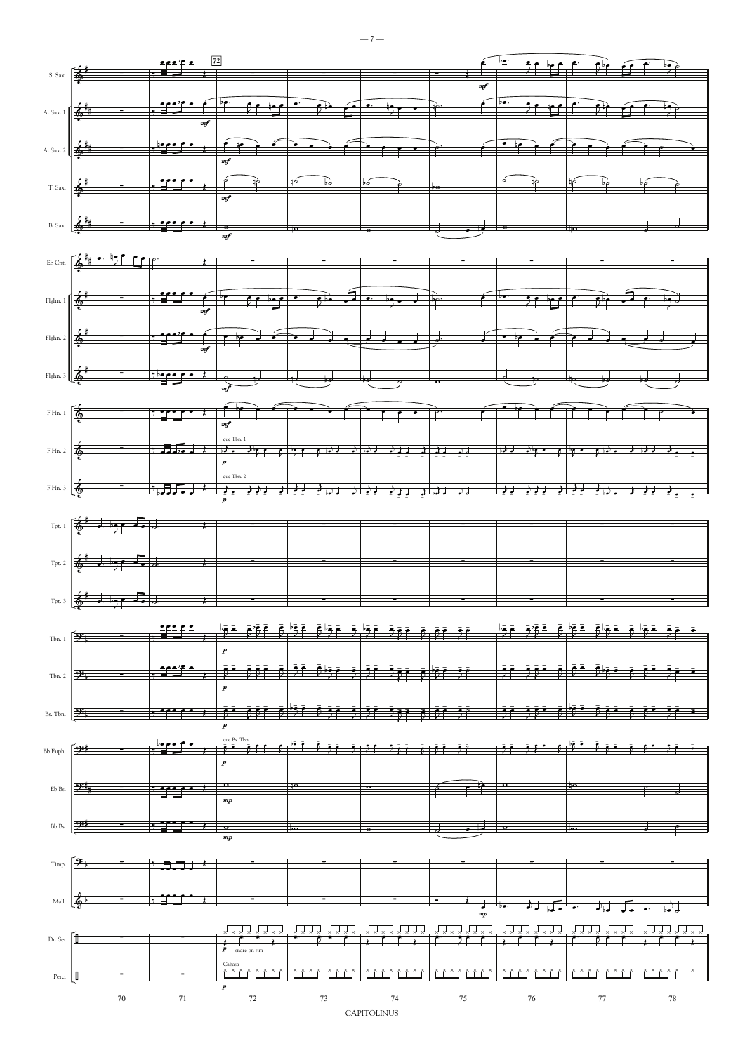S. Sax.

A. Sax. 1

A. Sax. 2

T. Sax.

B. Sax.

Eb Cnt.

Flghn. 1

Flghn. 2

Flghn. 3

F Hn. 1

F Hn. 2

F Hn. 3

Tpt. 1

Tpt. 2

Tpt. 3

Tbn. 1

Tbn. 2

Bs. Tbn.

Bb Euph.

Eb Bs.

Bb Bs.

Timp.

Mall.

Dr. Set

Perc.

72

*mf*

*p*

*mp*

cue Tbn. 1

cue Tbn. 2

cue Bs. Tbn.

snare on rim

Cabasa

70 71 72 73 74 75 76 77 78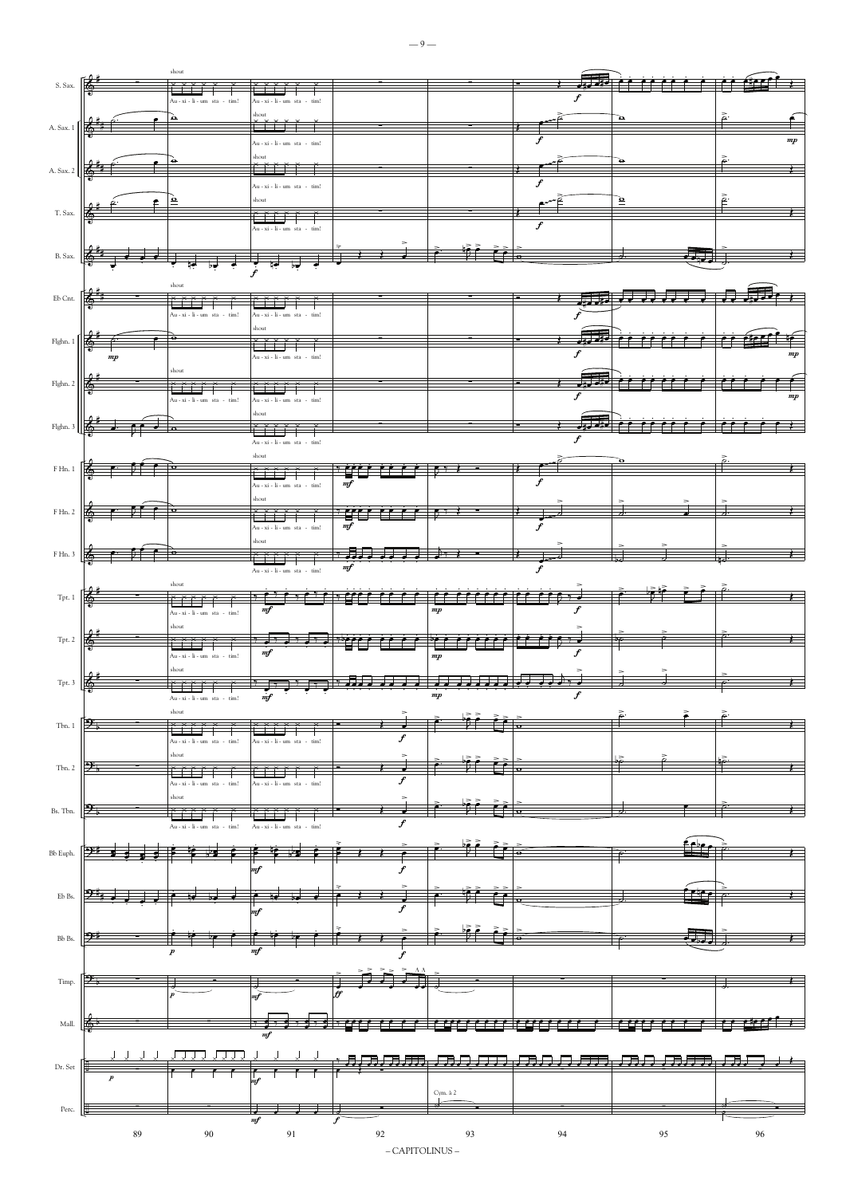S. Sax. — shout — Au - xi - li - um sta - tim! Au - xi - li - um sta - tim!

A. Sax. 1 — shout — Au - xi - li - um sta - tim!

A. Sax. 2 — shout — Au - xi - li - um sta - tim!

T. Sax. — shout — Au - xi - li - um sta - tim!

B. Sax.

Eb Cnt. — shout — Au - xi - li - um sta - tim! — shout — Au - xi - li - um sta - tim!

Flghn. 1 — shout — Au - xi - li - um sta - tim!

Flghn. 2 — shout — Au - xi - li - um sta - tim! — Au - xi - li - um sta - tim!

Flghn. 3 — shout — Au - xi - li - um sta - tim!

F Hn. 1 — shout — Au - xi - li - um sta - tim!

F Hn. 2 — shout — Au - xi - li - um sta - tim!

F Hn. 3 — shout — Au - xi - li - um sta - tim!

Tpt. 1 — shout — Au - xi - li - um sta - tim!

Tpt. 2 — shout — Au - xi - li - um sta - tim!

Tpt. 3 — shout — Au - xi - li - um sta - tim!

Tbn. 1 — shout — Au - xi - li - um sta - tim! — Au - xi - li - um sta - tim!

Tbn. 2 — shout — Au - xi - li - um sta - tim! — Au - xi - li - um sta - tim!

Bs. Tbn. — shout — Au - xi - li - um sta - tim! — Au - xi - li - um sta - tim!

Bb Euph.

Eb Bs.

Bb Bs.

Timp.

Mall.

Dr. Set

Perc. — Cym. à 2

89 90 91 92 93 94 95 96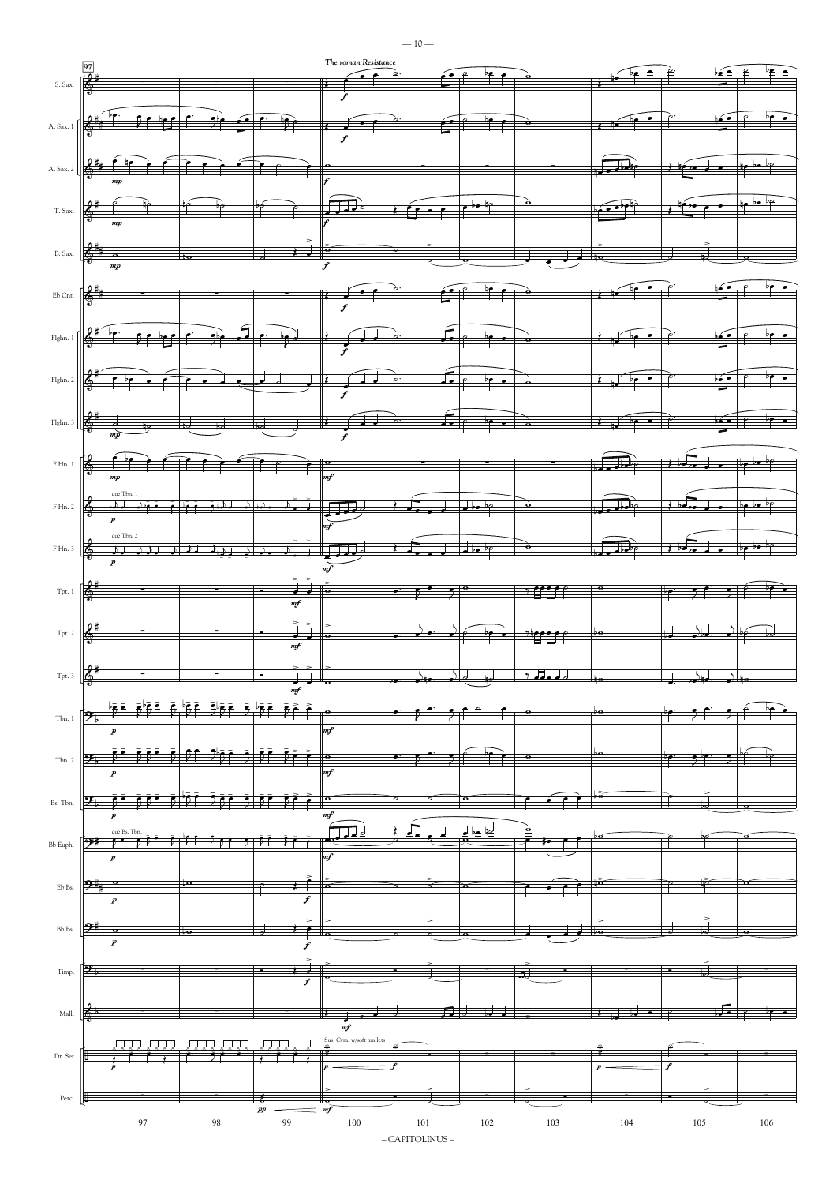*The roman Resistance*

– CAPITOLINUS –